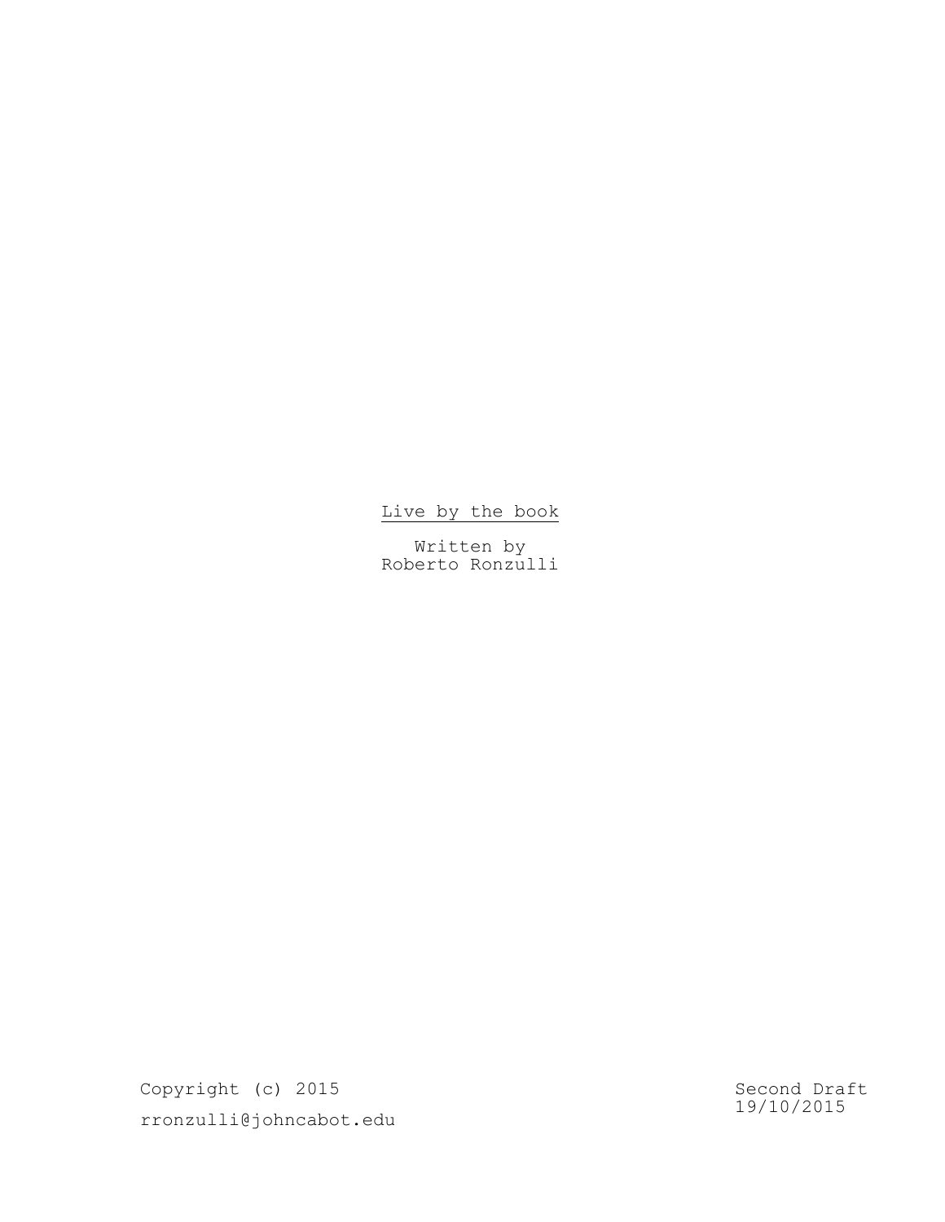<u>Live by the book</u>

Written by
Roberto Ronzulli

Copyright (c) 2015

rronzulli@johncabot.edu

Second Draft
19/10/2015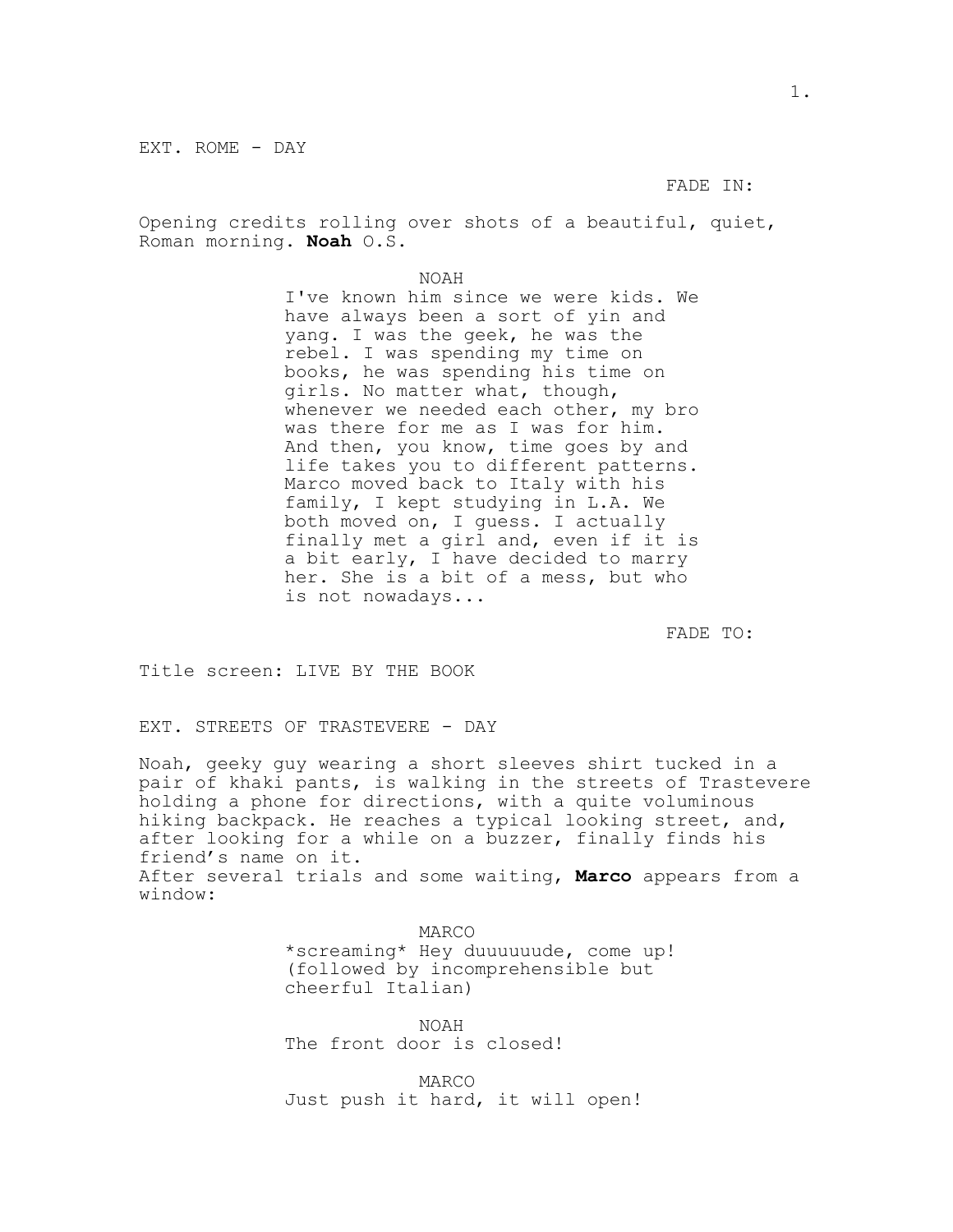EXT. ROME - DAY

FADE IN:

Opening credits rolling over shots of a beautiful, quiet, Roman morning. **Noah** O.S.

NOAH

I've known him since we were kids. We have always been a sort of yin and yang. I was the geek, he was the rebel. I was spending my time on books, he was spending his time on girls. No matter what, though, whenever we needed each other, my bro was there for me as I was for him. And then, you know, time goes by and life takes you to different patterns. Marco moved back to Italy with his family, I kept studying in L.A. We both moved on, I guess. I actually finally met a girl and, even if it is a bit early, I have decided to marry her. She is a bit of a mess, but who is not nowadays...

FADE TO:

Title screen: LIVE BY THE BOOK

EXT. STREETS OF TRASTEVERE - DAY

Noah, geeky guy wearing a short sleeves shirt tucked in a pair of khaki pants, is walking in the streets of Trastevere holding a phone for directions, with a quite voluminous hiking backpack. He reaches a typical looking street, and, after looking for a while on a buzzer, finally finds his friend's name on it.
After several trials and some waiting, **Marco** appears from a window:

MARCO

*screaming* Hey duuuuuude, come up!
(followed by incomprehensible but cheerful Italian)

NOAH

The front door is closed!

MARCO

Just push it hard, it will open!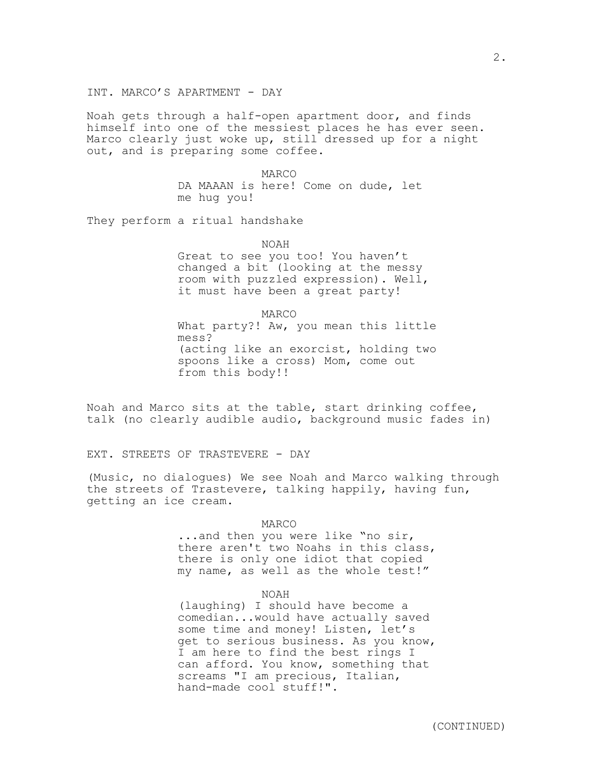INT. MARCO'S APARTMENT - DAY

Noah gets through a half-open apartment door, and finds himself into one of the messiest places he has ever seen. Marco clearly just woke up, still dressed up for a night out, and is preparing some coffee.

MARCO

DA MAAAN is here! Come on dude, let me hug you!

They perform a ritual handshake

NOAH

Great to see you too! You haven't changed a bit (looking at the messy room with puzzled expression). Well, it must have been a great party!

MARCO

What party?! Aw, you mean this little mess?
(acting like an exorcist, holding two spoons like a cross) Mom, come out from this body!!

Noah and Marco sits at the table, start drinking coffee, talk (no clearly audible audio, background music fades in)

EXT. STREETS OF TRASTEVERE - DAY

(Music, no dialogues) We see Noah and Marco walking through the streets of Trastevere, talking happily, having fun, getting an ice cream.

MARCO

...and then you were like "no sir, there aren't two Noahs in this class, there is only one idiot that copied my name, as well as the whole test!"

NOAH

(laughing) I should have become a comedian...would have actually saved some time and money! Listen, let's get to serious business. As you know, I am here to find the best rings I can afford. You know, something that screams "I am precious, Italian, hand-made cool stuff!".

(CONTINUED)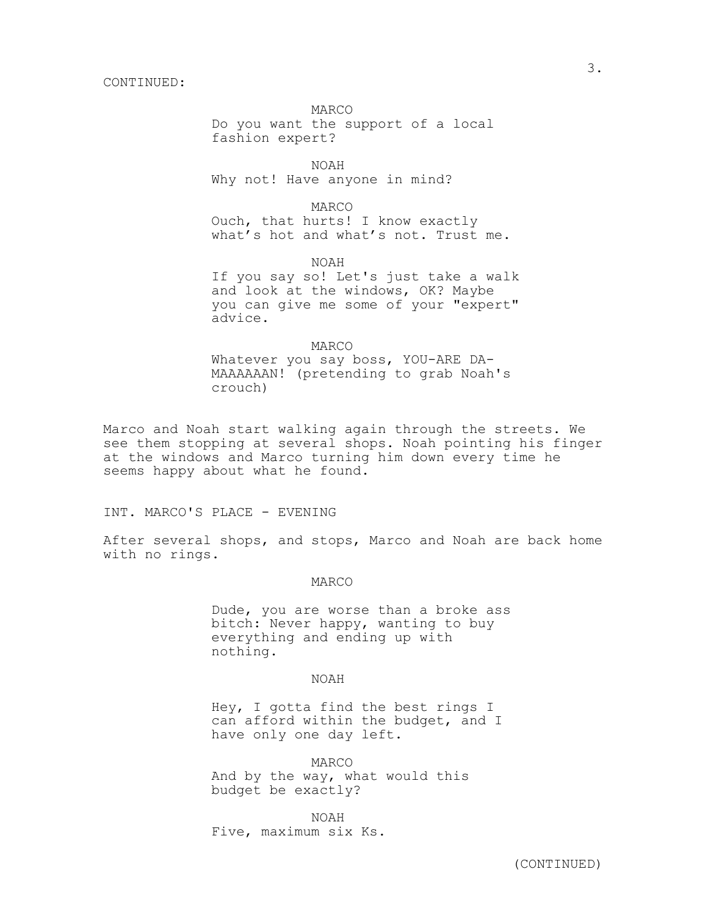CONTINUED:

MARCO
Do you want the support of a local fashion expert?

NOAH
Why not! Have anyone in mind?

MARCO
Ouch, that hurts! I know exactly what's hot and what's not. Trust me.

NOAH
If you say so! Let's just take a walk and look at the windows, OK? Maybe you can give me some of your "expert" advice.

MARCO
Whatever you say boss, YOU-ARE DA-MAAAAAAN! (pretending to grab Noah's crouch)

Marco and Noah start walking again through the streets. We see them stopping at several shops. Noah pointing his finger at the windows and Marco turning him down every time he seems happy about what he found.

INT. MARCO'S PLACE - EVENING

After several shops, and stops, Marco and Noah are back home with no rings.

MARCO
Dude, you are worse than a broke ass bitch: Never happy, wanting to buy everything and ending up with nothing.

NOAH
Hey, I gotta find the best rings I can afford within the budget, and I have only one day left.

MARCO
And by the way, what would this budget be exactly?

NOAH
Five, maximum six Ks.

(CONTINUED)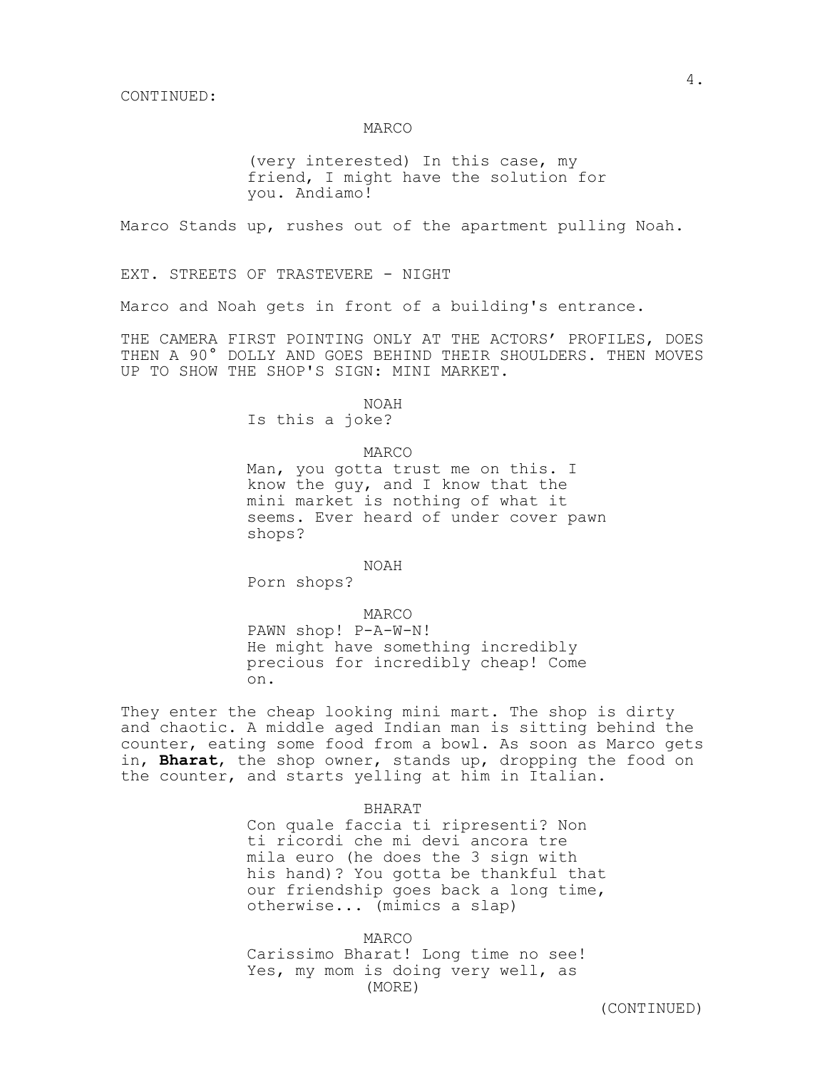CONTINUED:

MARCO

(very interested) In this case, my friend, I might have the solution for you. Andiamo!

Marco Stands up, rushes out of the apartment pulling Noah.

EXT. STREETS OF TRASTEVERE - NIGHT

Marco and Noah gets in front of a building's entrance.

THE CAMERA FIRST POINTING ONLY AT THE ACTORS' PROFILES, DOES THEN A 90° DOLLY AND GOES BEHIND THEIR SHOULDERS. THEN MOVES UP TO SHOW THE SHOP'S SIGN: MINI MARKET.

NOAH

Is this a joke?

MARCO

Man, you gotta trust me on this. I know the guy, and I know that the mini market is nothing of what it seems. Ever heard of under cover pawn shops?

NOAH

Porn shops?

MARCO

PAWN shop! P-A-W-N!
He might have something incredibly precious for incredibly cheap! Come on.

They enter the cheap looking mini mart. The shop is dirty and chaotic. A middle aged Indian man is sitting behind the counter, eating some food from a bowl. As soon as Marco gets in, **Bharat**, the shop owner, stands up, dropping the food on the counter, and starts yelling at him in Italian.

BHARAT

Con quale faccia ti ripresenti? Non ti ricordi che mi devi ancora tre mila euro (he does the 3 sign with his hand)? You gotta be thankful that our friendship goes back a long time, otherwise... (mimics a slap)

MARCO

Carissimo Bharat! Long time no see! Yes, my mom is doing very well, as
(MORE)

(CONTINUED)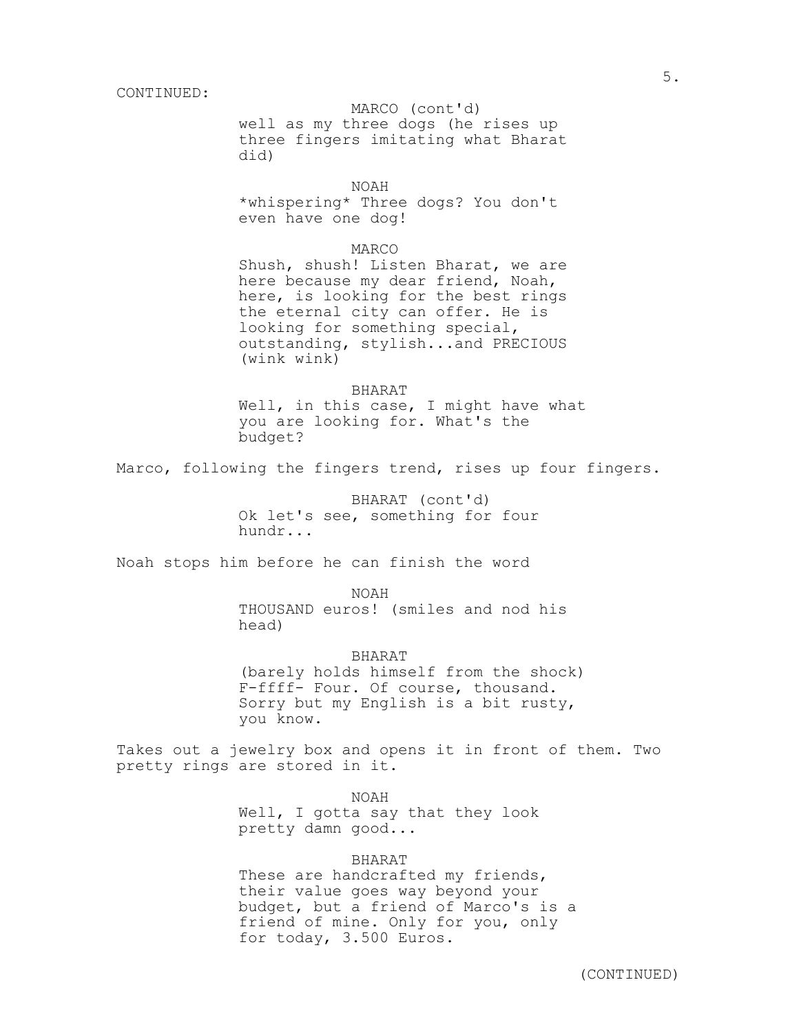CONTINUED:

MARCO (cont'd)
well as my three dogs (he rises up three fingers imitating what Bharat did)

NOAH
*whispering* Three dogs? You don't even have one dog!

MARCO
Shush, shush! Listen Bharat, we are here because my dear friend, Noah, here, is looking for the best rings the eternal city can offer. He is looking for something special, outstanding, stylish...and PRECIOUS (wink wink)

BHARAT
Well, in this case, I might have what you are looking for. What's the budget?

Marco, following the fingers trend, rises up four fingers.

BHARAT (cont'd)
Ok let's see, something for four hundr...

Noah stops him before he can finish the word

NOAH
THOUSAND euros! (smiles and nod his head)

BHARAT
(barely holds himself from the shock)
F-ffff- Four. Of course, thousand. Sorry but my English is a bit rusty, you know.

Takes out a jewelry box and opens it in front of them. Two pretty rings are stored in it.

NOAH
Well, I gotta say that they look pretty damn good...

BHARAT
These are handcrafted my friends, their value goes way beyond your budget, but a friend of Marco's is a friend of mine. Only for you, only for today, 3.500 Euros.

(CONTINUED)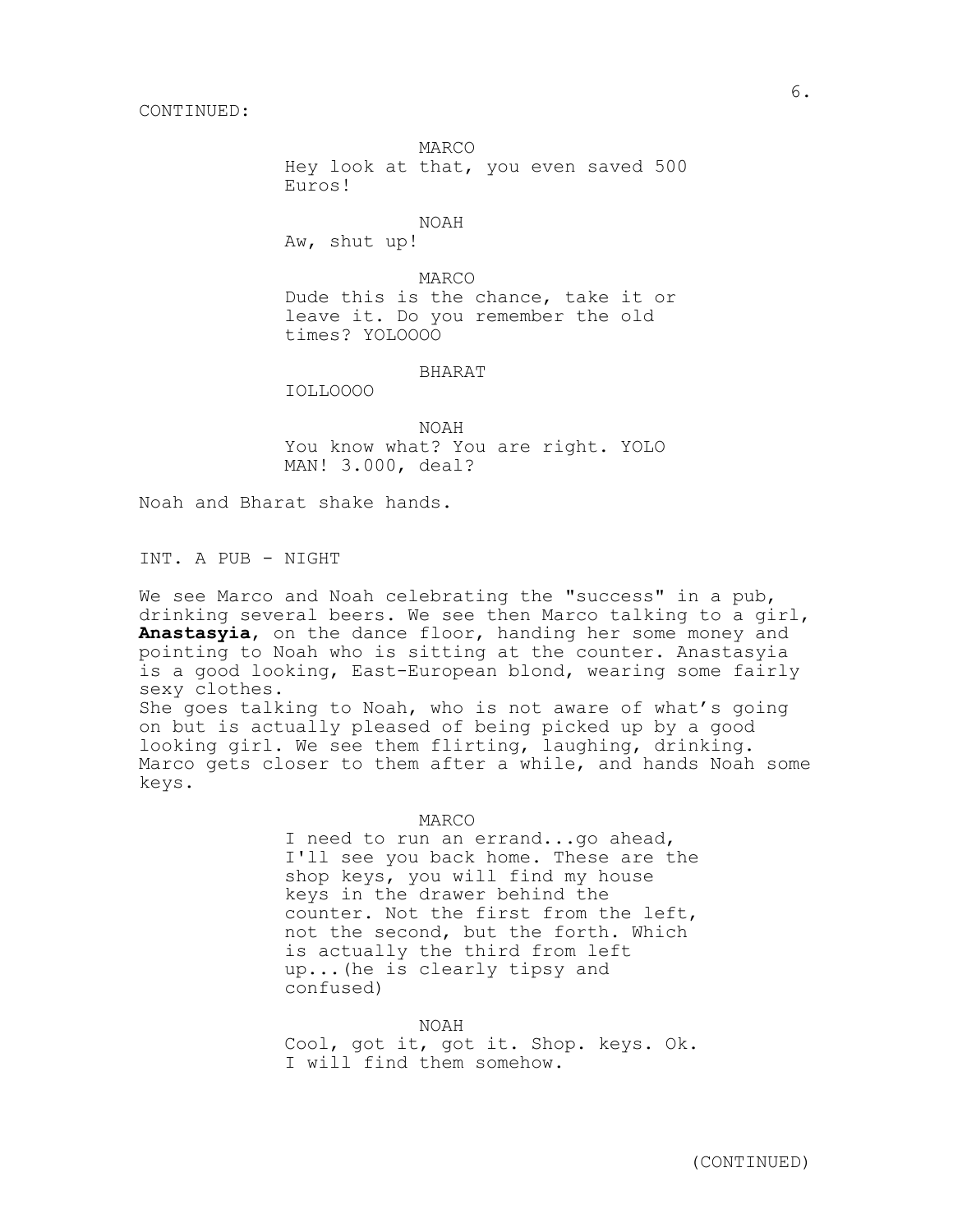CONTINUED:

MARCO
Hey look at that, you even saved 500 Euros!

NOAH
Aw, shut up!

MARCO
Dude this is the chance, take it or leave it. Do you remember the old times? YOLOOOO

BHARAT
IOLLOOOO

NOAH
You know what? You are right. YOLO MAN! 3.000, deal?

Noah and Bharat shake hands.

INT. A PUB - NIGHT

We see Marco and Noah celebrating the "success" in a pub, drinking several beers. We see then Marco talking to a girl, **Anastasyia**, on the dance floor, handing her some money and pointing to Noah who is sitting at the counter. Anastasyia is a good looking, East-European blond, wearing some fairly sexy clothes.
She goes talking to Noah, who is not aware of what's going on but is actually pleased of being picked up by a good looking girl. We see them flirting, laughing, drinking. Marco gets closer to them after a while, and hands Noah some keys.

MARCO
I need to run an errand...go ahead, I'll see you back home. These are the shop keys, you will find my house keys in the drawer behind the counter. Not the first from the left, not the second, but the forth. Which is actually the third from left up...(he is clearly tipsy and confused)

NOAH
Cool, got it, got it. Shop. keys. Ok. I will find them somehow.

(CONTINUED)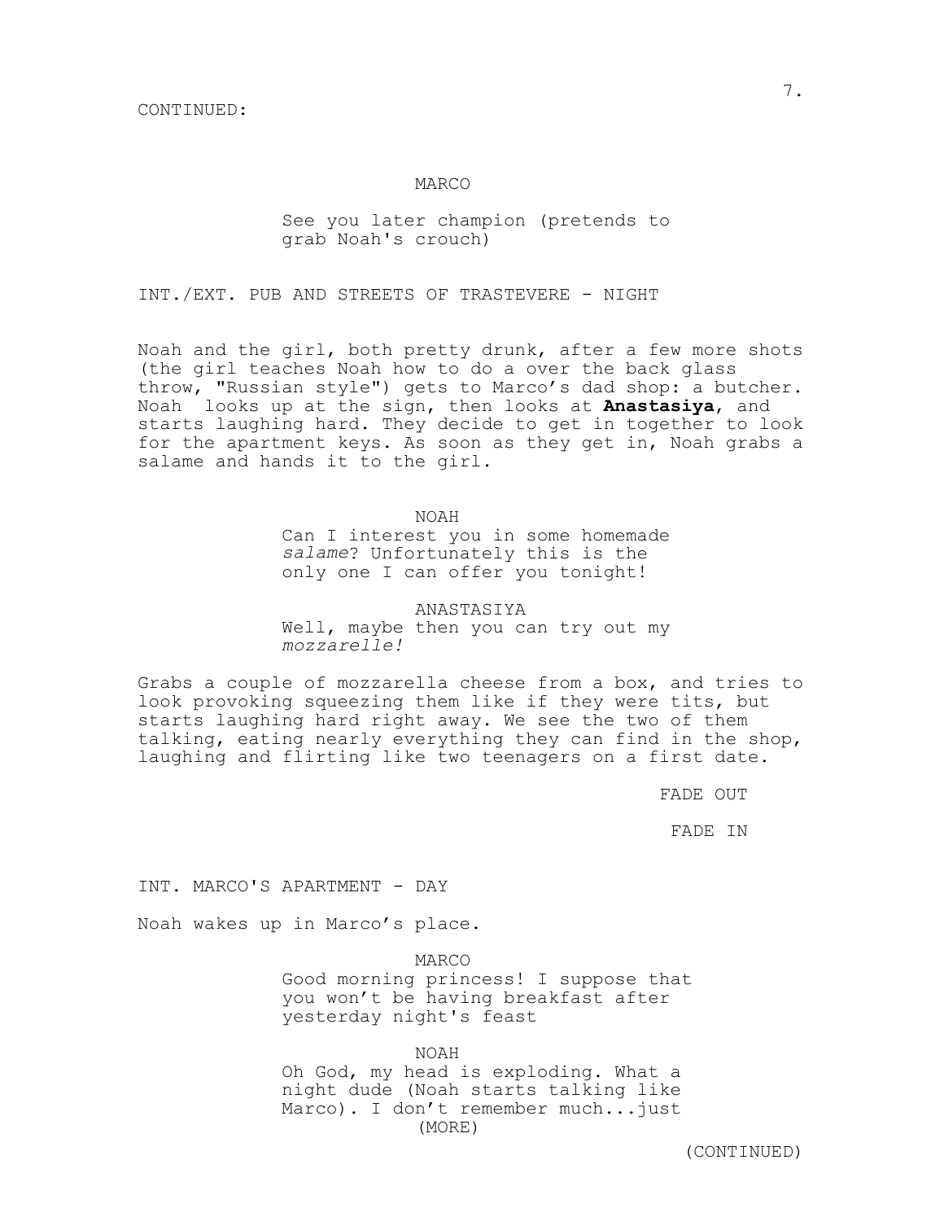CONTINUED:

MARCO

See you later champion (pretends to grab Noah's crouch)

INT./EXT. PUB AND STREETS OF TRASTEVERE - NIGHT

Noah and the girl, both pretty drunk, after a few more shots (the girl teaches Noah how to do a over the back glass throw, "Russian style") gets to Marco's dad shop: a butcher. Noah looks up at the sign, then looks at **Anastasiya**, and starts laughing hard. They decide to get in together to look for the apartment keys. As soon as they get in, Noah grabs a salame and hands it to the girl.

NOAH
Can I interest you in some homemade *salame*? Unfortunately this is the only one I can offer you tonight!

ANASTASIYA
Well, maybe then you can try out my *mozzarelle!*

Grabs a couple of mozzarella cheese from a box, and tries to look provoking squeezing them like if they were tits, but starts laughing hard right away. We see the two of them talking, eating nearly everything they can find in the shop, laughing and flirting like two teenagers on a first date.

FADE OUT

FADE IN

INT. MARCO'S APARTMENT - DAY

Noah wakes up in Marco's place.

MARCO
Good morning princess! I suppose that you won't be having breakfast after yesterday night's feast

NOAH
Oh God, my head is exploding. What a night dude (Noah starts talking like Marco). I don't remember much...just
(MORE)

(CONTINUED)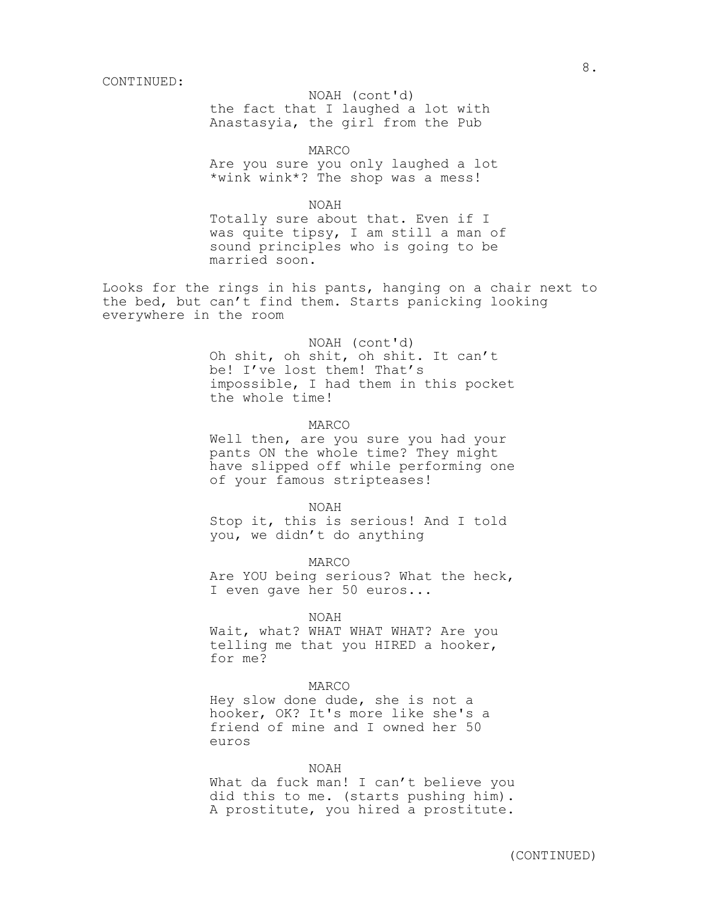CONTINUED:

NOAH (cont'd)
the fact that I laughed a lot with Anastasyia, the girl from the Pub

MARCO
Are you sure you only laughed a lot *wink wink*? The shop was a mess!

NOAH
Totally sure about that. Even if I was quite tipsy, I am still a man of sound principles who is going to be married soon.

Looks for the rings in his pants, hanging on a chair next to the bed, but can't find them. Starts panicking looking everywhere in the room

NOAH (cont'd)
Oh shit, oh shit, oh shit. It can't be! I've lost them! That's impossible, I had them in this pocket the whole time!

MARCO
Well then, are you sure you had your pants ON the whole time? They might have slipped off while performing one of your famous stripteases!

NOAH
Stop it, this is serious! And I told you, we didn't do anything

MARCO
Are YOU being serious? What the heck, I even gave her 50 euros...

NOAH
Wait, what? WHAT WHAT WHAT? Are you telling me that you HIRED a hooker, for me?

MARCO
Hey slow done dude, she is not a hooker, OK? It's more like she's a friend of mine and I owned her 50 euros

NOAH
What da fuck man! I can't believe you did this to me. (starts pushing him). A prostitute, you hired a prostitute.

(CONTINUED)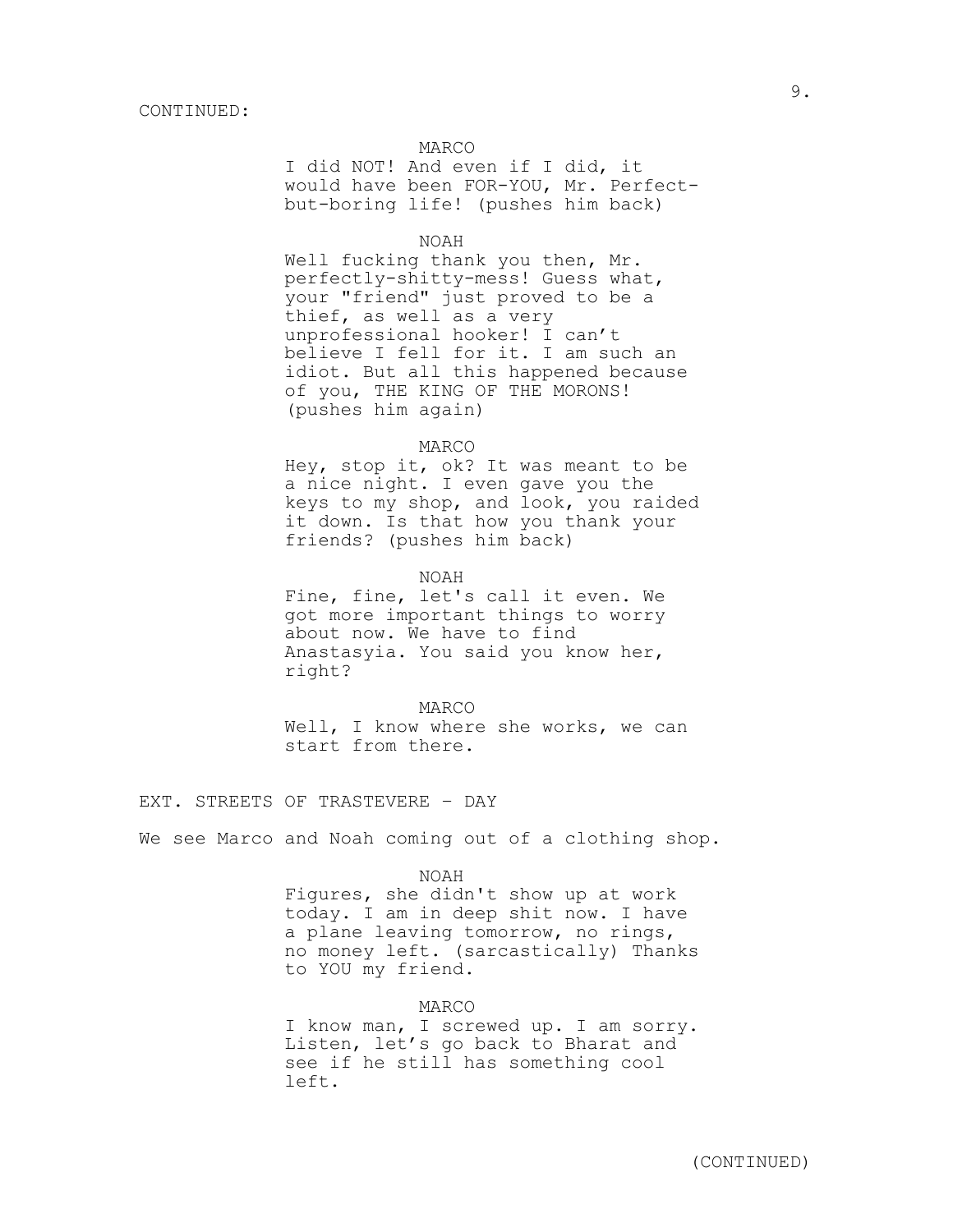CONTINUED:

MARCO

I did NOT! And even if I did, it would have been FOR-YOU, Mr. Perfect-but-boring life! (pushes him back)

NOAH

Well fucking thank you then, Mr. perfectly-shitty-mess! Guess what, your "friend" just proved to be a thief, as well as a very unprofessional hooker! I can't believe I fell for it. I am such an idiot. But all this happened because of you, THE KING OF THE MORONS! (pushes him again)

MARCO

Hey, stop it, ok? It was meant to be a nice night. I even gave you the keys to my shop, and look, you raided it down. Is that how you thank your friends? (pushes him back)

NOAH

Fine, fine, let's call it even. We got more important things to worry about now. We have to find Anastasyia. You said you know her, right?

MARCO

Well, I know where she works, we can start from there.

EXT. STREETS OF TRASTEVERE - DAY

We see Marco and Noah coming out of a clothing shop.

NOAH

Figures, she didn't show up at work today. I am in deep shit now. I have a plane leaving tomorrow, no rings, no money left. (sarcastically) Thanks to YOU my friend.

MARCO

I know man, I screwed up. I am sorry. Listen, let's go back to Bharat and see if he still has something cool left.

(CONTINUED)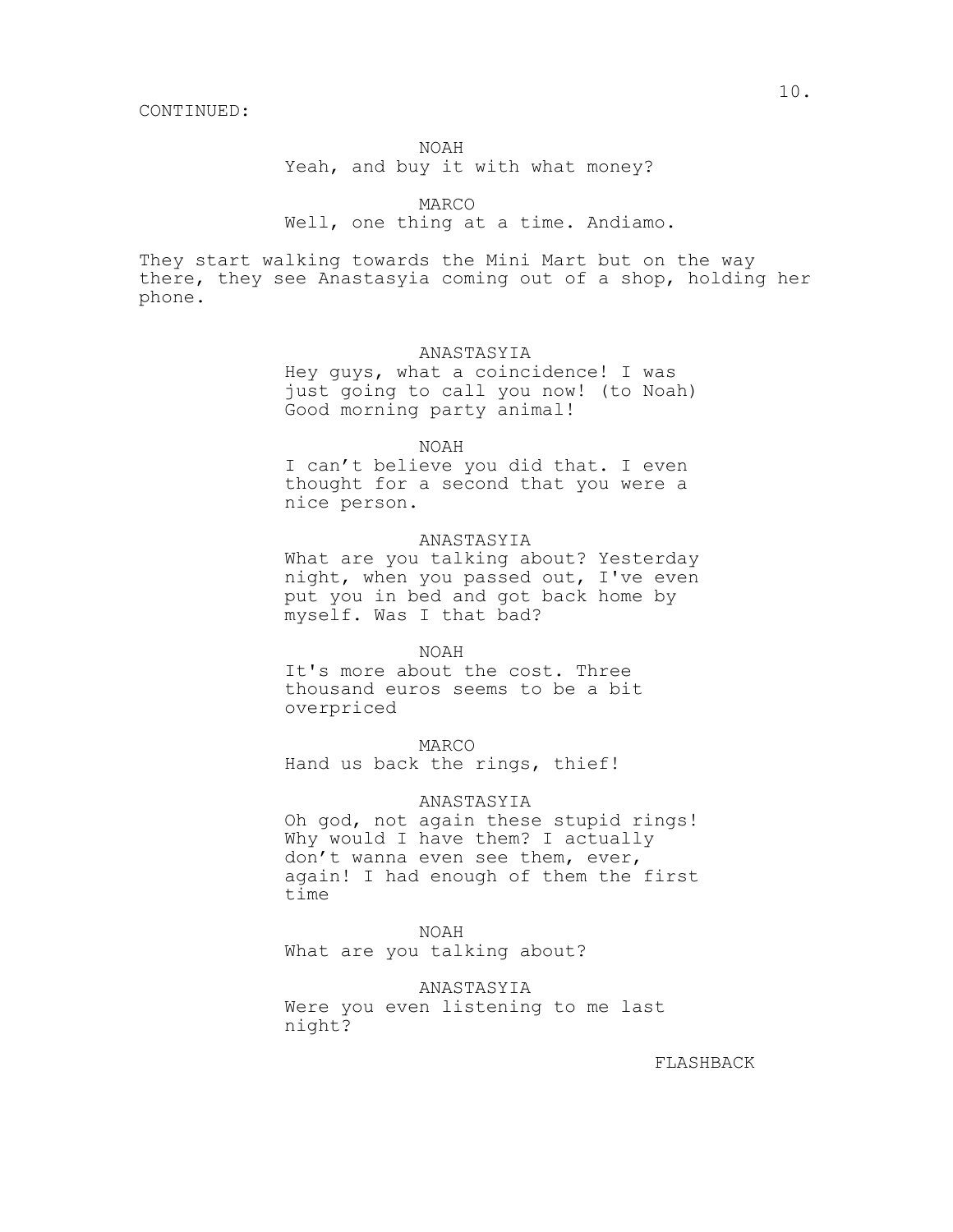CONTINUED:

NOAH
Yeah, and buy it with what money?

MARCO
Well, one thing at a time. Andiamo.

They start walking towards the Mini Mart but on the way there, they see Anastasyia coming out of a shop, holding her phone.

ANASTASYIA
Hey guys, what a coincidence! I was just going to call you now! (to Noah) Good morning party animal!

NOAH
I can’t believe you did that. I even thought for a second that you were a nice person.

ANASTASYIA
What are you talking about? Yesterday night, when you passed out, I've even put you in bed and got back home by myself. Was I that bad?

NOAH
It's more about the cost. Three thousand euros seems to be a bit overpriced

MARCO
Hand us back the rings, thief!

ANASTASYIA
Oh god, not again these stupid rings! Why would I have them? I actually don’t wanna even see them, ever, again! I had enough of them the first time

NOAH
What are you talking about?

ANASTASYIA
Were you even listening to me last night?

FLASHBACK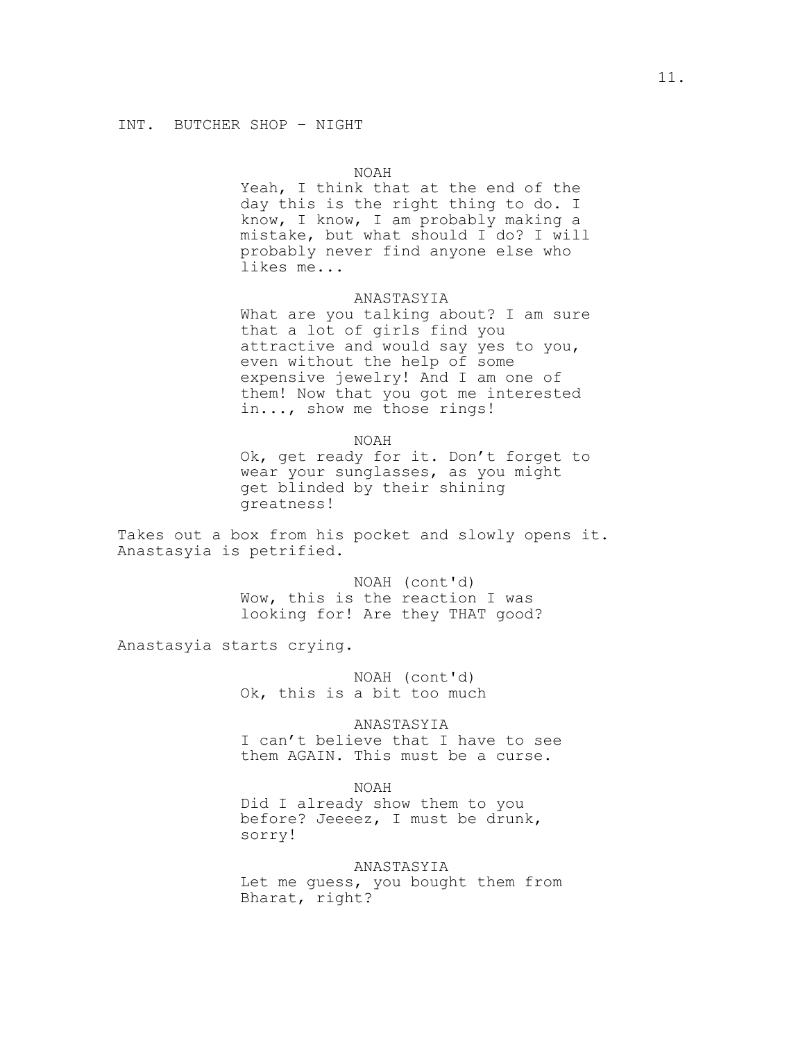INT. BUTCHER SHOP – NIGHT

NOAH

Yeah, I think that at the end of the day this is the right thing to do. I know, I know, I am probably making a mistake, but what should I do? I will probably never find anyone else who likes me...

ANASTASYIA

What are you talking about? I am sure that a lot of girls find you attractive and would say yes to you, even without the help of some expensive jewelry! And I am one of them! Now that you got me interested in..., show me those rings!

NOAH

Ok, get ready for it. Don't forget to wear your sunglasses, as you might get blinded by their shining greatness!

Takes out a box from his pocket and slowly opens it. Anastasyia is petrified.

NOAH (cont'd)

Wow, this is the reaction I was looking for! Are they THAT good?

Anastasyia starts crying.

NOAH (cont'd)

Ok, this is a bit too much

ANASTASYIA

I can't believe that I have to see them AGAIN. This must be a curse.

NOAH

Did I already show them to you before? Jeeeez, I must be drunk, sorry!

ANASTASYIA

Let me guess, you bought them from Bharat, right?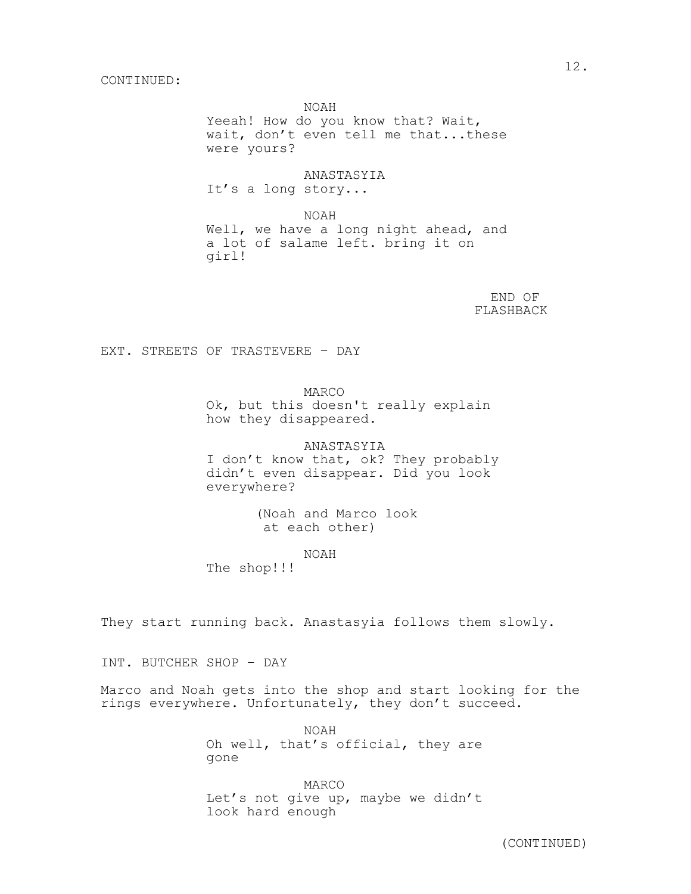CONTINUED:

NOAH
Yeeah! How do you know that? Wait, wait, don't even tell me that...these were yours?

ANASTASYIA
It's a long story...

NOAH
Well, we have a long night ahead, and a lot of salame left. bring it on girl!

END OF FLASHBACK

EXT. STREETS OF TRASTEVERE - DAY

MARCO
Ok, but this doesn't really explain how they disappeared.

ANASTASYIA
I don't know that, ok? They probably didn't even disappear. Did you look everywhere?

(Noah and Marco look at each other)

NOAH
The shop!!!

They start running back. Anastasyia follows them slowly.

INT. BUTCHER SHOP - DAY

Marco and Noah gets into the shop and start looking for the rings everywhere. Unfortunately, they don't succeed.

NOAH
Oh well, that's official, they are gone

MARCO
Let's not give up, maybe we didn't look hard enough

(CONTINUED)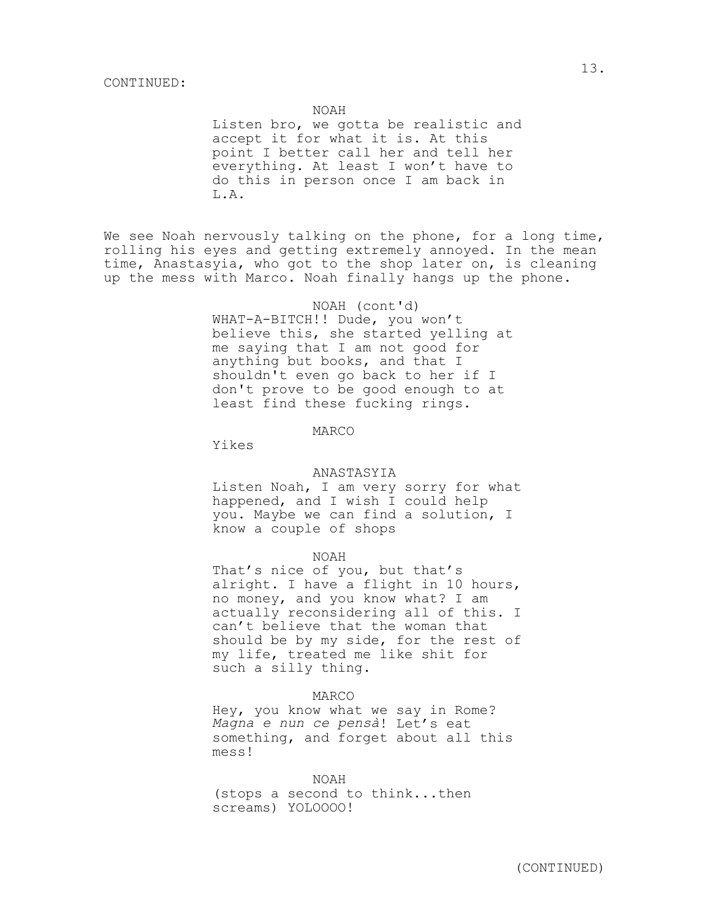CONTINUED:

NOAH

Listen bro, we gotta be realistic and accept it for what it is. At this point I better call her and tell her everything. At least I won't have to do this in person once I am back in L.A.

We see Noah nervously talking on the phone, for a long time, rolling his eyes and getting extremely annoyed. In the mean time, Anastasyia, who got to the shop later on, is cleaning up the mess with Marco. Noah finally hangs up the phone.

NOAH (cont'd)

WHAT-A-BITCH!! Dude, you won't believe this, she started yelling at me saying that I am not good for anything but books, and that I shouldn't even go back to her if I don't prove to be good enough to at least find these fucking rings.

MARCO

Yikes

ANASTASYIA

Listen Noah, I am very sorry for what happened, and I wish I could help you. Maybe we can find a solution, I know a couple of shops

NOAH

That's nice of you, but that's alright. I have a flight in 10 hours, no money, and you know what? I am actually reconsidering all of this. I can't believe that the woman that should be by my side, for the rest of my life, treated me like shit for such a silly thing.

MARCO

Hey, you know what we say in Rome? *Magna e nun ce pensà*! Let's eat something, and forget about all this mess!

NOAH

(stops a second to think...then screams) YOLOOOO!

(CONTINUED)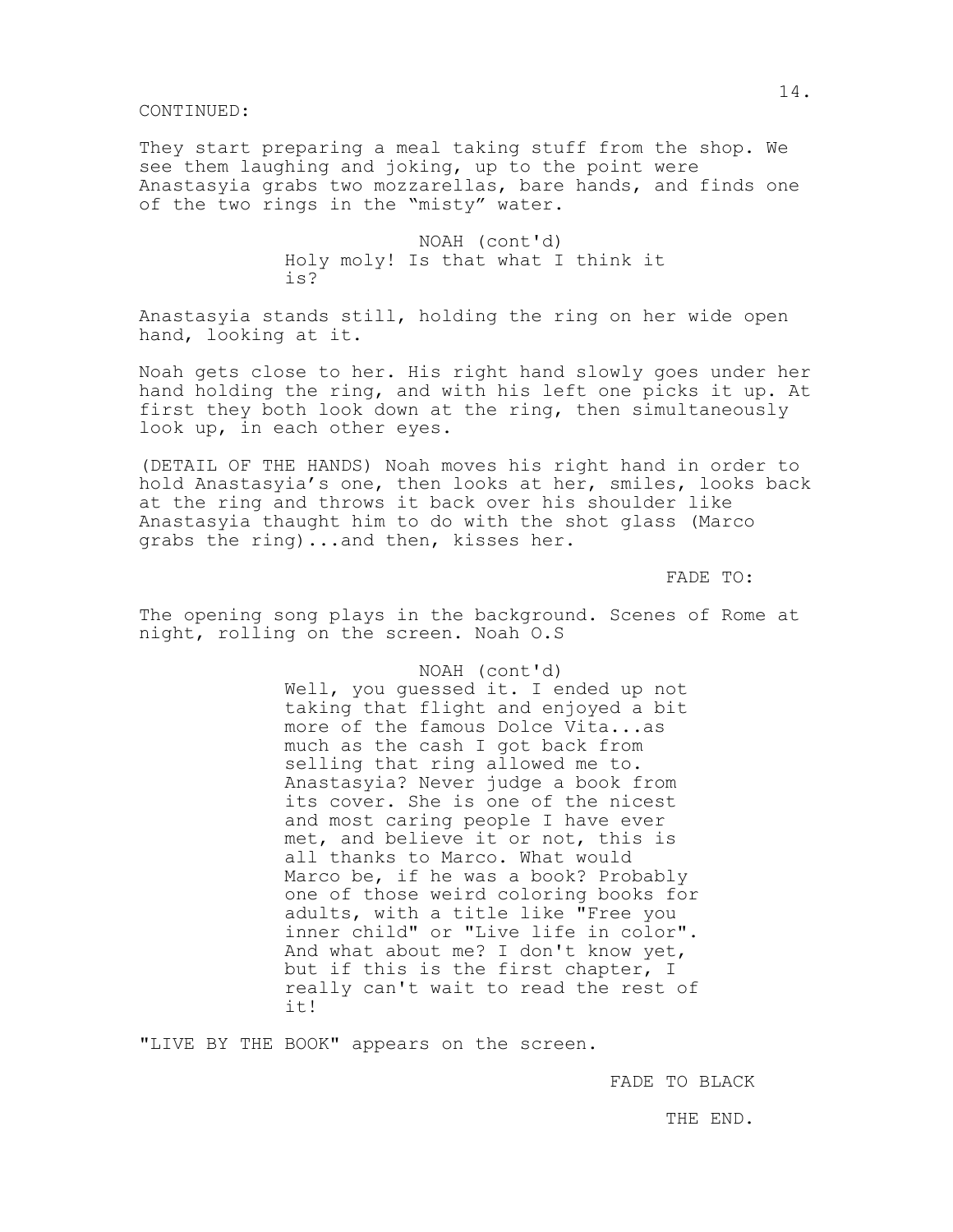CONTINUED:

They start preparing a meal taking stuff from the shop. We see them laughing and joking, up to the point were Anastasyia grabs two mozzarellas, bare hands, and finds one of the two rings in the "misty" water.

NOAH (cont'd)
Holy moly! Is that what I think it is?

Anastasyia stands still, holding the ring on her wide open hand, looking at it.

Noah gets close to her. His right hand slowly goes under her hand holding the ring, and with his left one picks it up. At first they both look down at the ring, then simultaneously look up, in each other eyes.

(DETAIL OF THE HANDS) Noah moves his right hand in order to hold Anastasyia's one, then looks at her, smiles, looks back at the ring and throws it back over his shoulder like Anastasyia thaught him to do with the shot glass (Marco grabs the ring)...and then, kisses her.

FADE TO:

The opening song plays in the background. Scenes of Rome at night, rolling on the screen. Noah O.S

NOAH (cont'd)
Well, you guessed it. I ended up not taking that flight and enjoyed a bit more of the famous Dolce Vita...as much as the cash I got back from selling that ring allowed me to. Anastasyia? Never judge a book from its cover. She is one of the nicest and most caring people I have ever met, and believe it or not, this is all thanks to Marco. What would Marco be, if he was a book? Probably one of those weird coloring books for adults, with a title like "Free you inner child" or "Live life in color". And what about me? I don't know yet, but if this is the first chapter, I really can't wait to read the rest of it!

"LIVE BY THE BOOK" appears on the screen.

FADE TO BLACK

THE END.